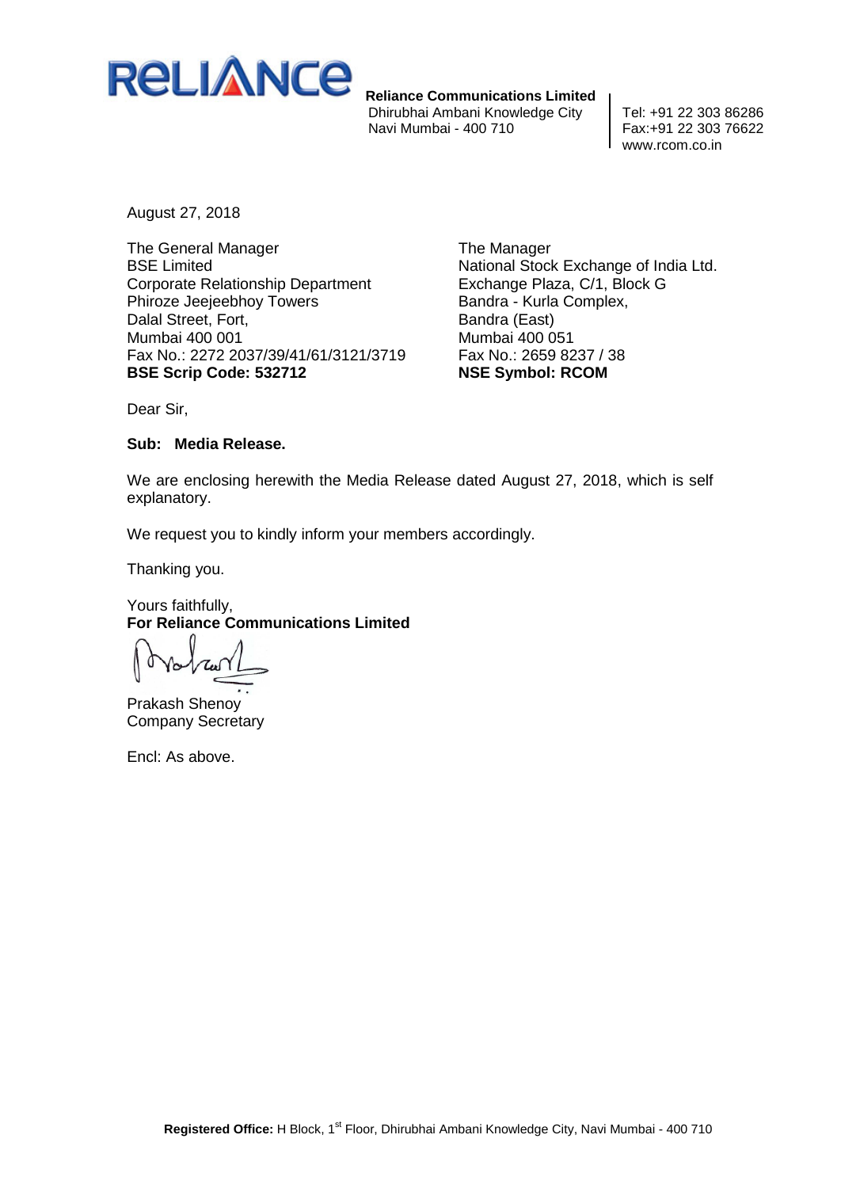**Reliance Communications Limited**
Dhirubhai Ambani Knowledge City
Navi Mumbai - 400 710

Tel: +91 22 303 86286
Fax:+91 22 303 76622
www.rcom.co.in

August 27, 2018

The General Manager
BSE Limited
Corporate Relationship Department
Phiroze Jeejeebhoy Towers
Dalal Street, Fort,
Mumbai 400 001
Fax No.: 2272 2037/39/41/61/3121/3719
**BSE Scrip Code: 532712**

The Manager
National Stock Exchange of India Ltd.
Exchange Plaza, C/1, Block G
Bandra - Kurla Complex,
Bandra (East)
Mumbai 400 051
Fax No.: 2659 8237 / 38
**NSE Symbol: RCOM**

Dear Sir,

**Sub: Media Release.**

We are enclosing herewith the Media Release dated August 27, 2018, which is self explanatory.

We request you to kindly inform your members accordingly.

Thanking you.

Yours faithfully,
**For Reliance Communications Limited**

Prakash Shenoy
Company Secretary

Encl: As above.

**Registered Office:** H Block, 1st Floor, Dhirubhai Ambani Knowledge City, Navi Mumbai - 400 710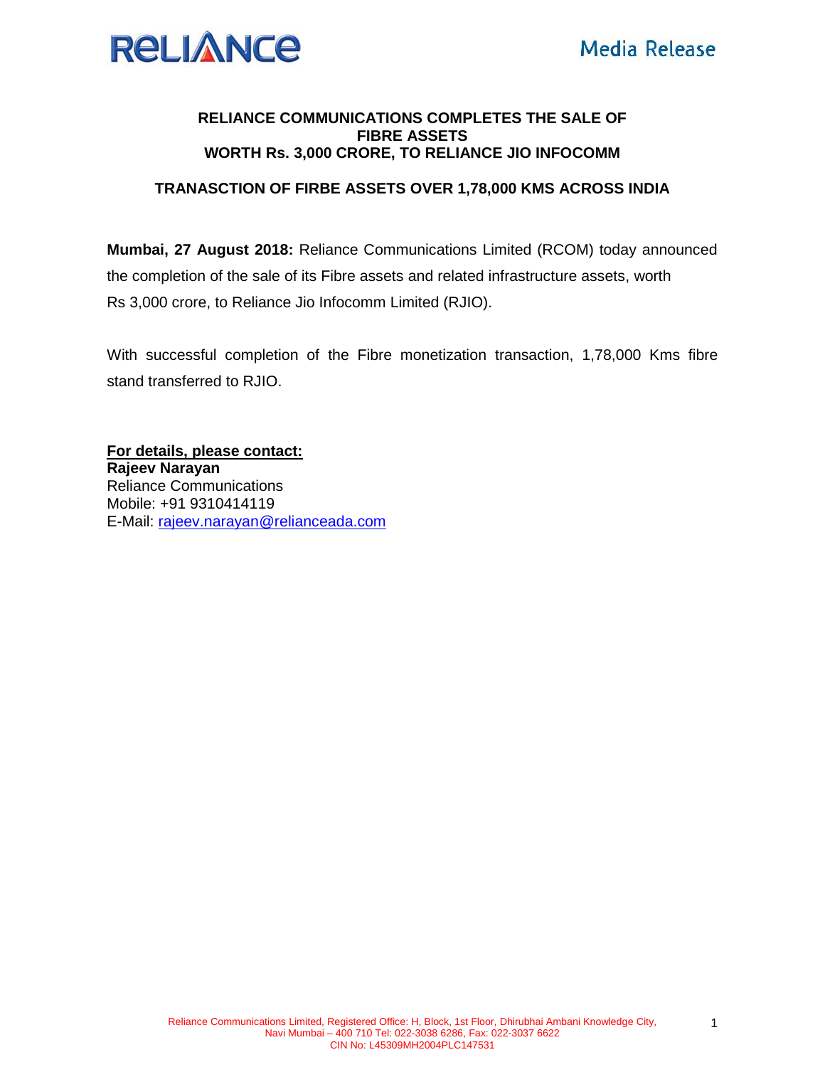Media Release

**RELIANCE COMMUNICATIONS COMPLETES THE SALE OF FIBRE ASSETS WORTH Rs. 3,000 CRORE, TO RELIANCE JIO INFOCOMM**

**TRANASCTION OF FIRBE ASSETS OVER 1,78,000 KMS ACROSS INDIA**

**Mumbai, 27 August 2018:** Reliance Communications Limited (RCOM) today announced the completion of the sale of its Fibre assets and related infrastructure assets, worth Rs 3,000 crore, to Reliance Jio Infocomm Limited (RJIO).

With successful completion of the Fibre monetization transaction, 1,78,000 Kms fibre stand transferred to RJIO.

**For details, please contact:**
**Rajeev Narayan**
Reliance Communications
Mobile: +91 9310414119
E-Mail: rajeev.narayan@relianceada.com

Reliance Communications Limited, Registered Office: H, Block, 1st Floor, Dhirubhai Ambani Knowledge City, Navi Mumbai – 400 710 Tel: 022-3038 6286, Fax: 022-3037 6622
CIN No: L45309MH2004PLC147531